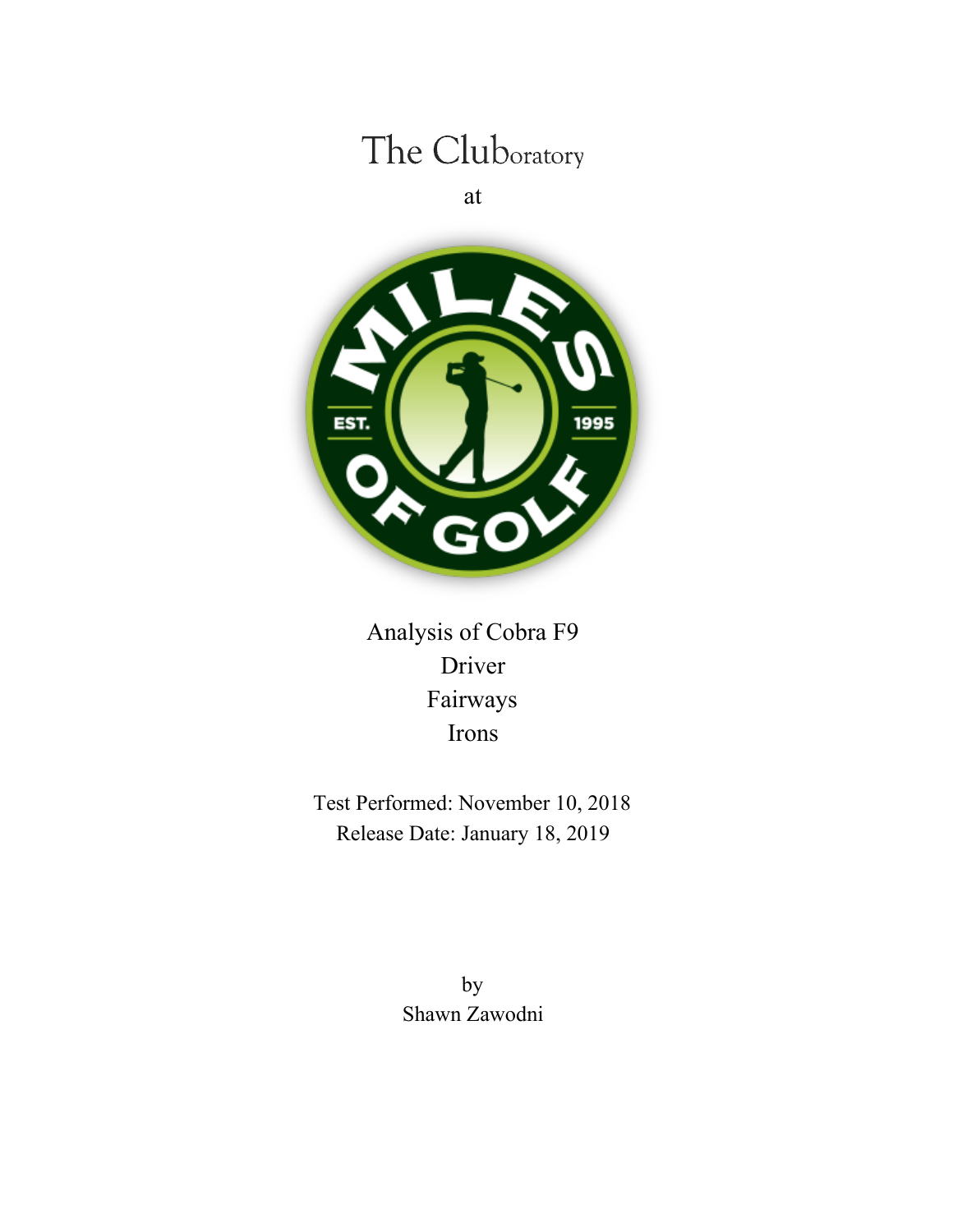# The Cluboratory

at

Analysis of Cobra F9
Driver
Fairways
Irons

Test Performed: November 10, 2018
Release Date: January 18, 2019

by
Shawn Zawodni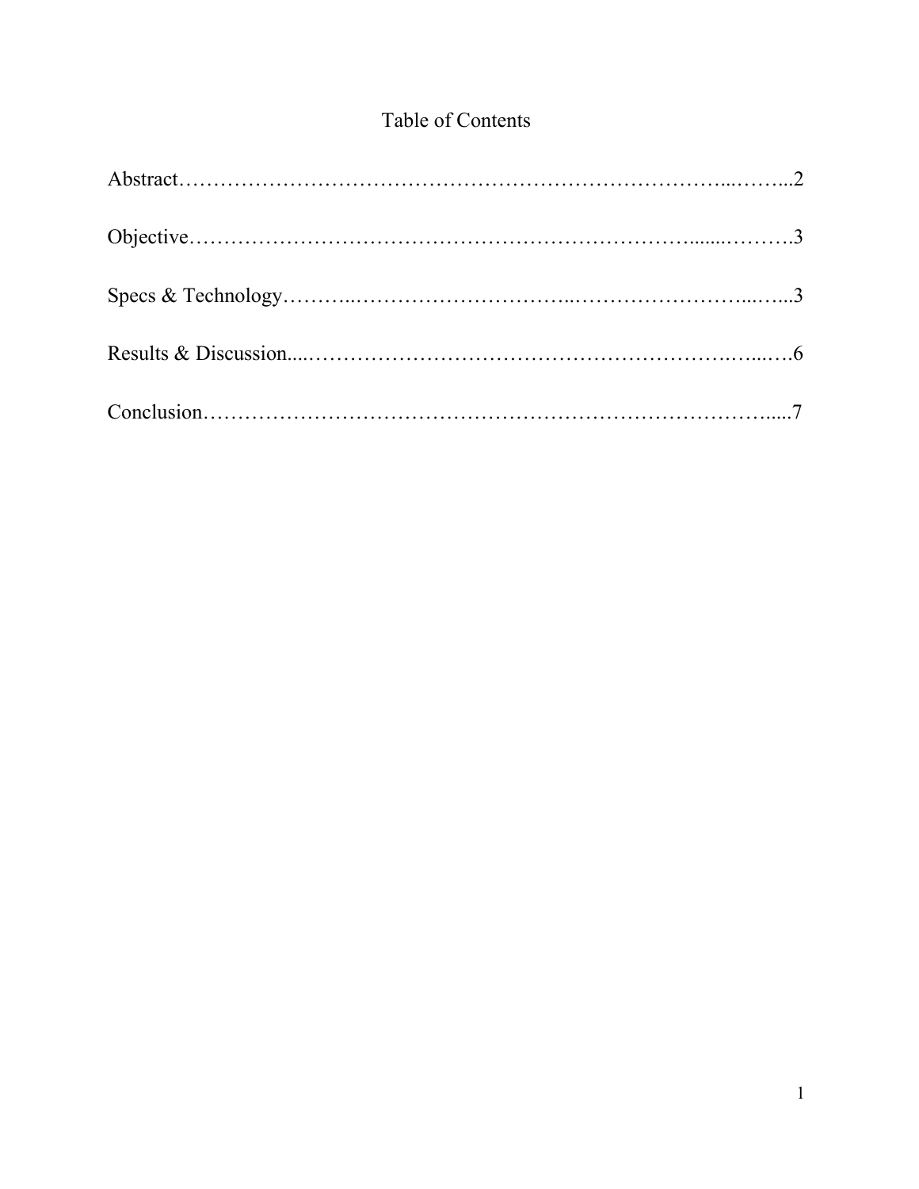# Table of Contents

Abstract……………………………………………………………………..……...2

Objective……………………………………………………………......……….3

Specs & Technology………..…………………………..……………………...…...3

Results & Discussion....…………………………………………………….…...….6

Conclusion……………………………………………………………………......7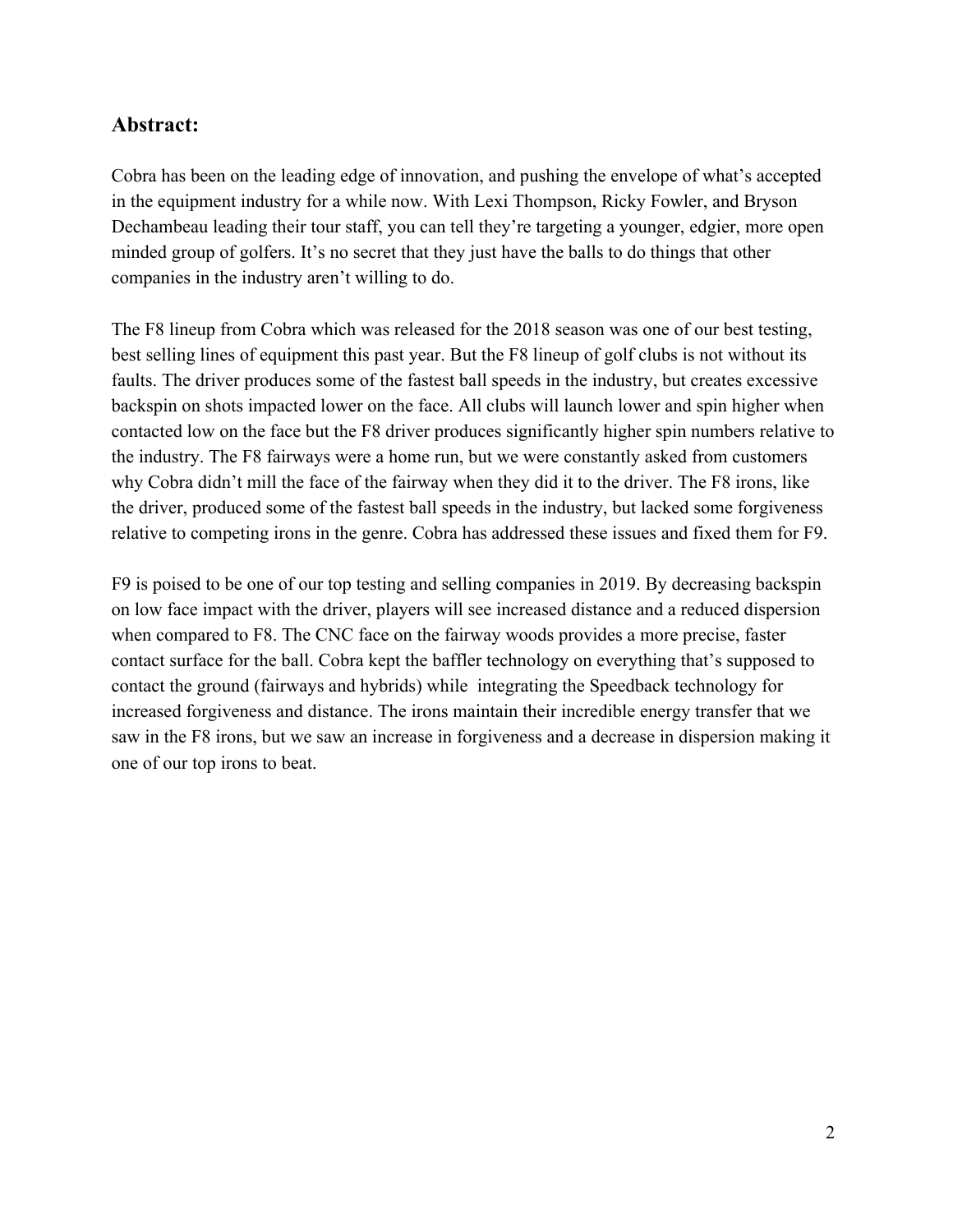## Abstract:

Cobra has been on the leading edge of innovation, and pushing the envelope of what's accepted in the equipment industry for a while now. With Lexi Thompson, Ricky Fowler, and Bryson Dechambeau leading their tour staff, you can tell they're targeting a younger, edgier, more open minded group of golfers. It's no secret that they just have the balls to do things that other companies in the industry aren't willing to do.

The F8 lineup from Cobra which was released for the 2018 season was one of our best testing, best selling lines of equipment this past year. But the F8 lineup of golf clubs is not without its faults. The driver produces some of the fastest ball speeds in the industry, but creates excessive backspin on shots impacted lower on the face. All clubs will launch lower and spin higher when contacted low on the face but the F8 driver produces significantly higher spin numbers relative to the industry. The F8 fairways were a home run, but we were constantly asked from customers why Cobra didn't mill the face of the fairway when they did it to the driver. The F8 irons, like the driver, produced some of the fastest ball speeds in the industry, but lacked some forgiveness relative to competing irons in the genre. Cobra has addressed these issues and fixed them for F9.

F9 is poised to be one of our top testing and selling companies in 2019. By decreasing backspin on low face impact with the driver, players will see increased distance and a reduced dispersion when compared to F8. The CNC face on the fairway woods provides a more precise, faster contact surface for the ball. Cobra kept the baffler technology on everything that's supposed to contact the ground (fairways and hybrids) while integrating the Speedback technology for increased forgiveness and distance. The irons maintain their incredible energy transfer that we saw in the F8 irons, but we saw an increase in forgiveness and a decrease in dispersion making it one of our top irons to beat.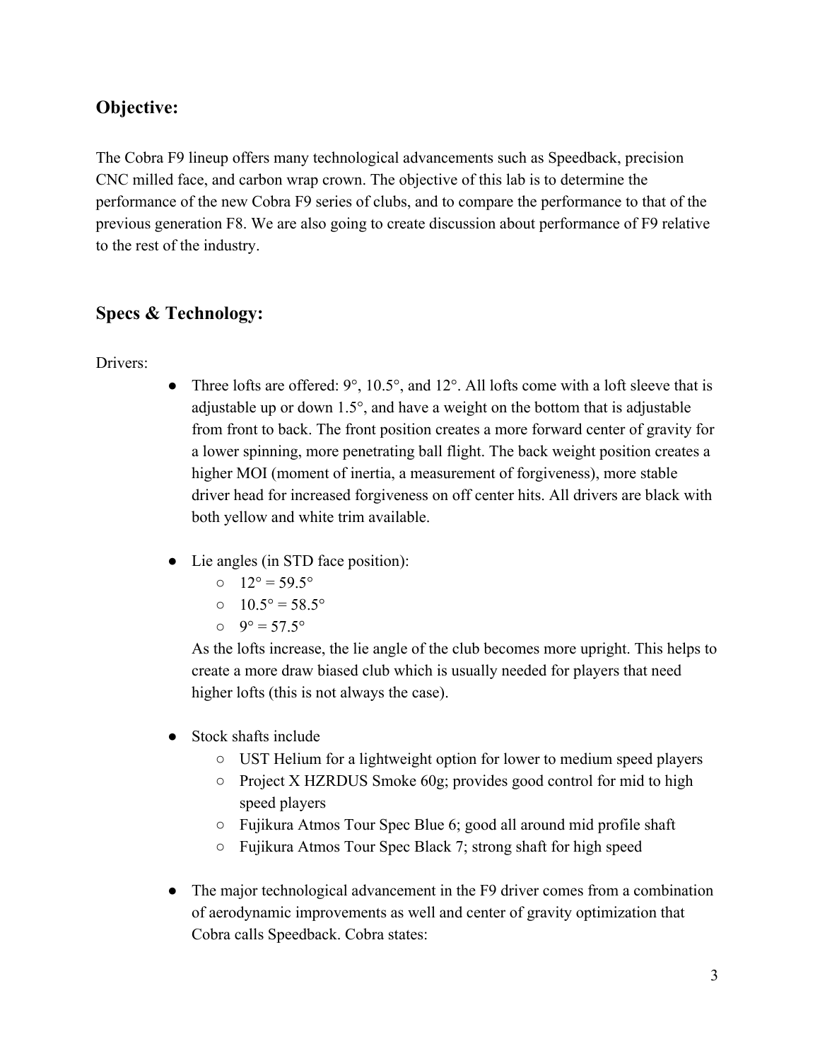## Objective:

The Cobra F9 lineup offers many technological advancements such as Speedback, precision CNC milled face, and carbon wrap crown. The objective of this lab is to determine the performance of the new Cobra F9 series of clubs, and to compare the performance to that of the previous generation F8. We are also going to create discussion about performance of F9 relative to the rest of the industry.

## Specs & Technology:

Drivers:

- Three lofts are offered: 9°, 10.5°, and 12°. All lofts come with a loft sleeve that is adjustable up or down 1.5°, and have a weight on the bottom that is adjustable from front to back. The front position creates a more forward center of gravity for a lower spinning, more penetrating ball flight. The back weight position creates a higher MOI (moment of inertia, a measurement of forgiveness), more stable driver head for increased forgiveness on off center hits. All drivers are black with both yellow and white trim available.

- Lie angles (in STD face position):
  - 12° = 59.5°
  - 10.5° = 58.5°
  - 9° = 57.5°

  As the lofts increase, the lie angle of the club becomes more upright. This helps to create a more draw biased club which is usually needed for players that need higher lofts (this is not always the case).

- Stock shafts include
  - UST Helium for a lightweight option for lower to medium speed players
  - Project X HZRDUS Smoke 60g; provides good control for mid to high speed players
  - Fujikura Atmos Tour Spec Blue 6; good all around mid profile shaft
  - Fujikura Atmos Tour Spec Black 7; strong shaft for high speed

- The major technological advancement in the F9 driver comes from a combination of aerodynamic improvements as well and center of gravity optimization that Cobra calls Speedback. Cobra states: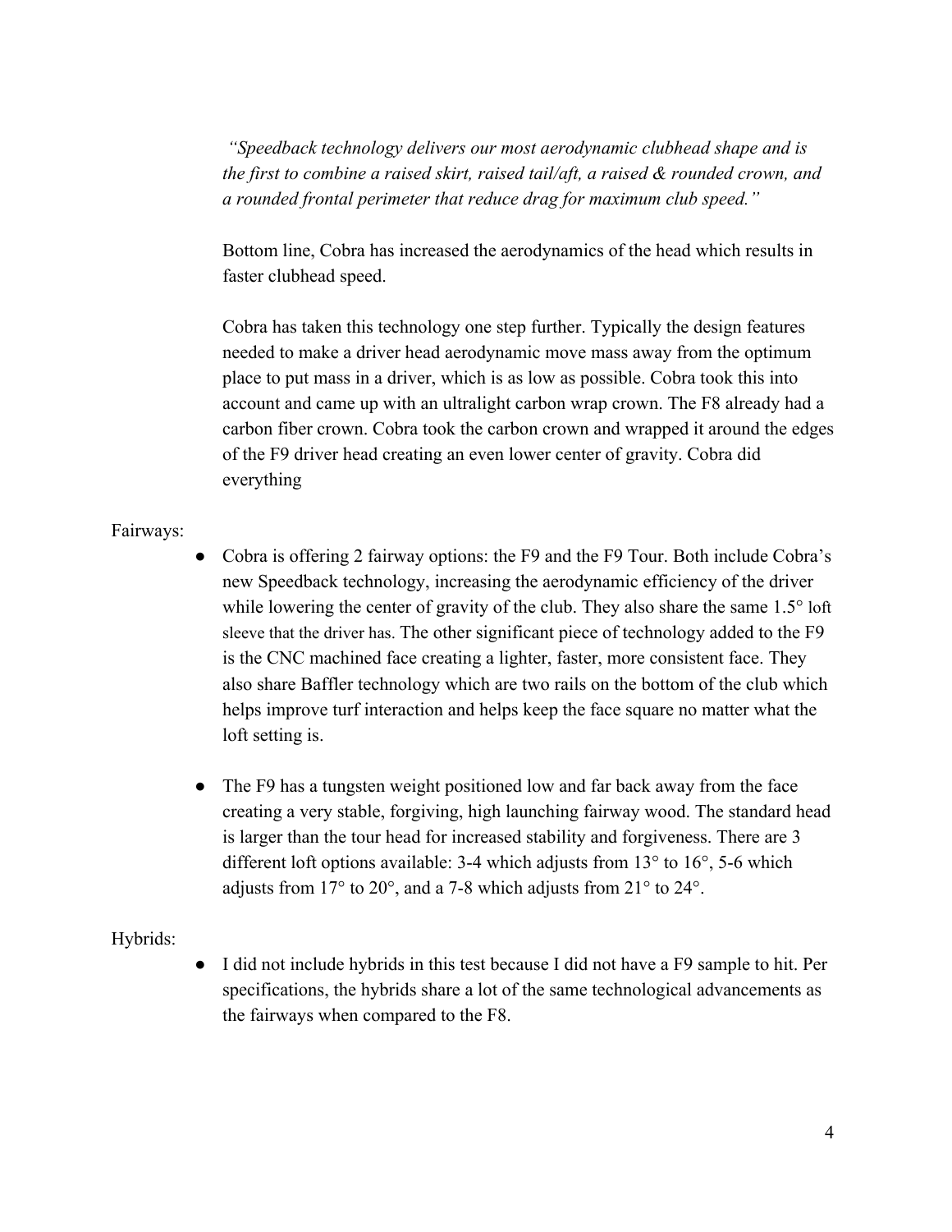*"Speedback technology delivers our most aerodynamic clubhead shape and is the first to combine a raised skirt, raised tail/aft, a raised & rounded crown, and a rounded frontal perimeter that reduce drag for maximum club speed."*

Bottom line, Cobra has increased the aerodynamics of the head which results in faster clubhead speed.

Cobra has taken this technology one step further. Typically the design features needed to make a driver head aerodynamic move mass away from the optimum place to put mass in a driver, which is as low as possible. Cobra took this into account and came up with an ultralight carbon wrap crown. The F8 already had a carbon fiber crown. Cobra took the carbon crown and wrapped it around the edges of the F9 driver head creating an even lower center of gravity. Cobra did everything

Fairways:

- Cobra is offering 2 fairway options: the F9 and the F9 Tour. Both include Cobra's new Speedback technology, increasing the aerodynamic efficiency of the driver while lowering the center of gravity of the club. They also share the same 1.5° loft sleeve that the driver has. The other significant piece of technology added to the F9 is the CNC machined face creating a lighter, faster, more consistent face. They also share Baffler technology which are two rails on the bottom of the club which helps improve turf interaction and helps keep the face square no matter what the loft setting is.

- The F9 has a tungsten weight positioned low and far back away from the face creating a very stable, forgiving, high launching fairway wood. The standard head is larger than the tour head for increased stability and forgiveness. There are 3 different loft options available: 3-4 which adjusts from 13° to 16°, 5-6 which adjusts from 17° to 20°, and a 7-8 which adjusts from 21° to 24°.

Hybrids:

- I did not include hybrids in this test because I did not have a F9 sample to hit. Per specifications, the hybrids share a lot of the same technological advancements as the fairways when compared to the F8.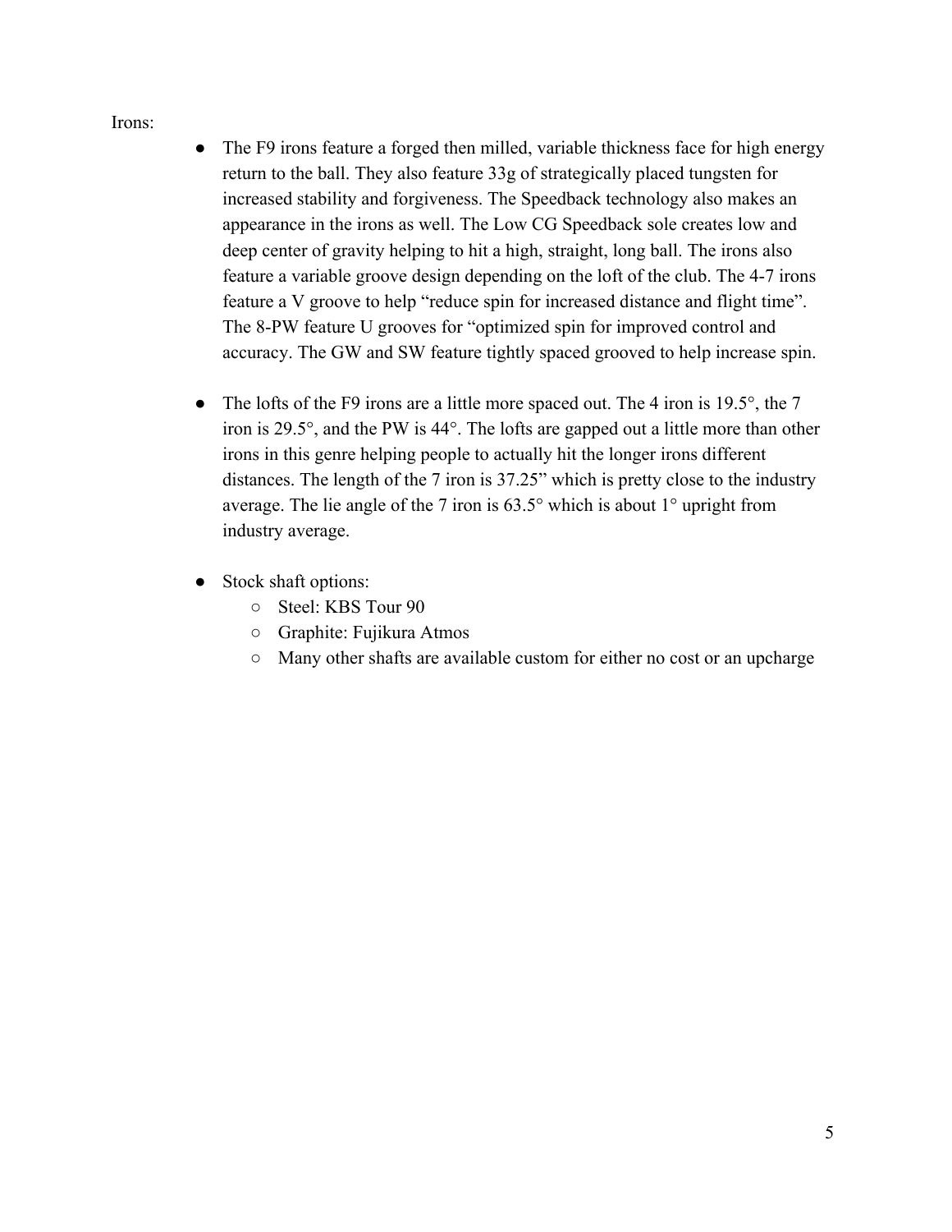Irons:

- The F9 irons feature a forged then milled, variable thickness face for high energy return to the ball. They also feature 33g of strategically placed tungsten for increased stability and forgiveness. The Speedback technology also makes an appearance in the irons as well. The Low CG Speedback sole creates low and deep center of gravity helping to hit a high, straight, long ball. The irons also feature a variable groove design depending on the loft of the club. The 4-7 irons feature a V groove to help "reduce spin for increased distance and flight time". The 8-PW feature U grooves for "optimized spin for improved control and accuracy. The GW and SW feature tightly spaced grooved to help increase spin.

- The lofts of the F9 irons are a little more spaced out. The 4 iron is 19.5°, the 7 iron is 29.5°, and the PW is 44°. The lofts are gapped out a little more than other irons in this genre helping people to actually hit the longer irons different distances. The length of the 7 iron is 37.25" which is pretty close to the industry average. The lie angle of the 7 iron is 63.5° which is about 1° upright from industry average.

- Stock shaft options:
  - Steel: KBS Tour 90
  - Graphite: Fujikura Atmos
  - Many other shafts are available custom for either no cost or an upcharge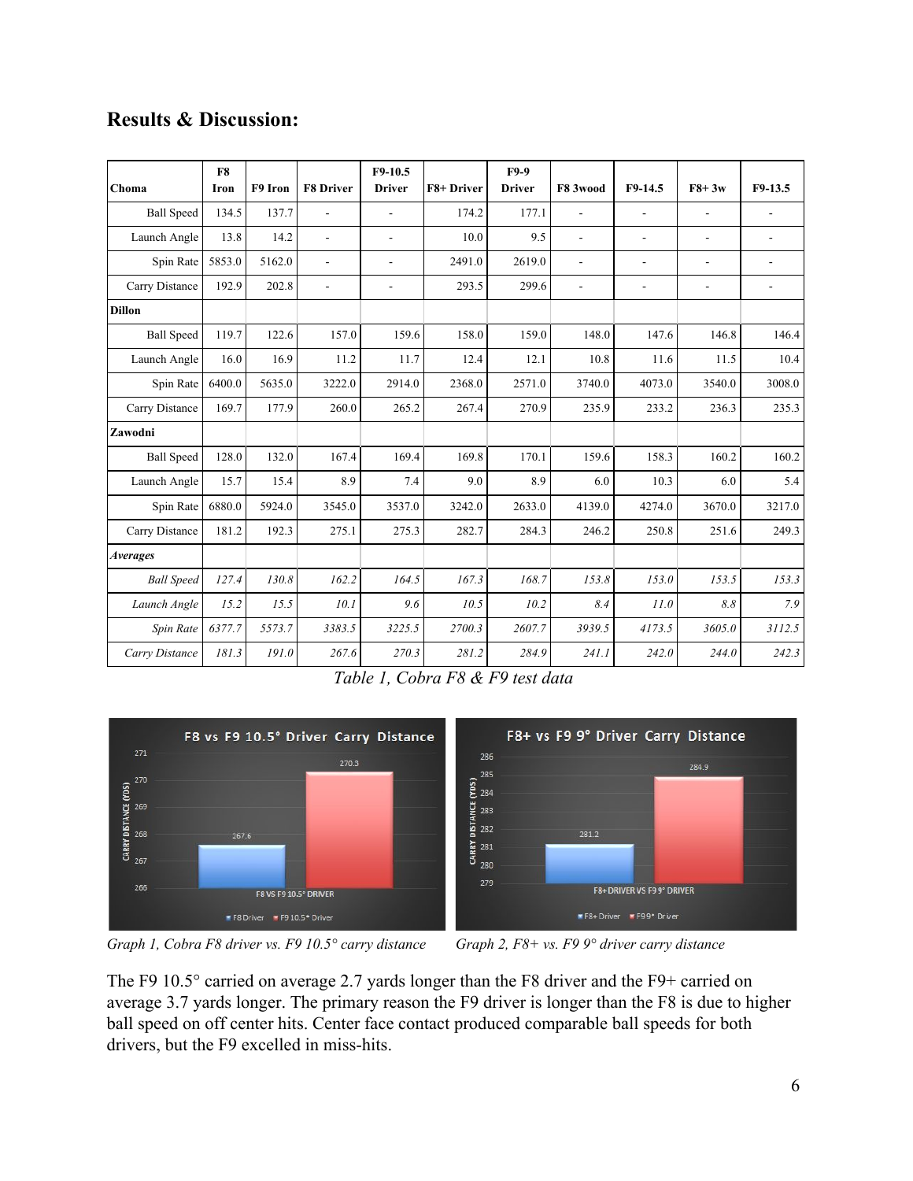## Results & Discussion:

| Choma | F8 Iron | F9 Iron | F8 Driver | F9-10.5 Driver | F8+ Driver | F9-9 Driver | F8 3wood | F9-14.5 | F8+ 3w | F9-13.5 |
|---|---|---|---|---|---|---|---|---|---|---|
| Ball Speed | 134.5 | 137.7 | - | - | 174.2 | 177.1 | - | - | - | - |
| Launch Angle | 13.8 | 14.2 | - | - | 10.0 | 9.5 | - | - | - | - |
| Spin Rate | 5853.0 | 5162.0 | - | - | 2491.0 | 2619.0 | - | - | - | - |
| Carry Distance | 192.9 | 202.8 | - | - | 293.5 | 299.6 | - | - | - | - |
| **Dillon** | | | | | | | | | | |
| Ball Speed | 119.7 | 122.6 | 157.0 | 159.6 | 158.0 | 159.0 | 148.0 | 147.6 | 146.8 | 146.4 |
| Launch Angle | 16.0 | 16.9 | 11.2 | 11.7 | 12.4 | 12.1 | 10.8 | 11.6 | 11.5 | 10.4 |
| Spin Rate | 6400.0 | 5635.0 | 3222.0 | 2914.0 | 2368.0 | 2571.0 | 3740.0 | 4073.0 | 3540.0 | 3008.0 |
| Carry Distance | 169.7 | 177.9 | 260.0 | 265.2 | 267.4 | 270.9 | 235.9 | 233.2 | 236.3 | 235.3 |
| **Zawodni** | | | | | | | | | | |
| Ball Speed | 128.0 | 132.0 | 167.4 | 169.4 | 169.8 | 170.1 | 159.6 | 158.3 | 160.2 | 160.2 |
| Launch Angle | 15.7 | 15.4 | 8.9 | 7.4 | 9.0 | 8.9 | 6.0 | 10.3 | 6.0 | 5.4 |
| Spin Rate | 6880.0 | 5924.0 | 3545.0 | 3537.0 | 3242.0 | 2633.0 | 4139.0 | 4274.0 | 3670.0 | 3217.0 |
| Carry Distance | 181.2 | 192.3 | 275.1 | 275.3 | 282.7 | 284.3 | 246.2 | 250.8 | 251.6 | 249.3 |
| ***Averages*** | | | | | | | | | | |
| *Ball Speed* | *127.4* | *130.8* | *162.2* | *164.5* | *167.3* | *168.7* | *153.8* | *153.0* | *153.5* | *153.3* |
| *Launch Angle* | *15.2* | *15.5* | *10.1* | *9.6* | *10.5* | *10.2* | *8.4* | *11.0* | *8.8* | *7.9* |
| *Spin Rate* | *6377.7* | *5573.7* | *3383.5* | *3225.5* | *2700.3* | *2607.7* | *3939.5* | *4173.5* | *3605.0* | *3112.5* |
| *Carry Distance* | *181.3* | *191.0* | *267.6* | *270.3* | *281.2* | *284.9* | *241.1* | *242.0* | *244.0* | *242.3* |

*Table 1, Cobra F8 & F9 test data*

*Graph 1, Cobra F8 driver vs. F9 10.5° carry distance*

*Graph 2, F8+ vs. F9 9° driver carry distance*

The F9 10.5° carried on average 2.7 yards longer than the F8 driver and the F9+ carried on average 3.7 yards longer. The primary reason the F9 driver is longer than the F8 is due to higher ball speed on off center hits. Center face contact produced comparable ball speeds for both drivers, but the F9 excelled in miss-hits.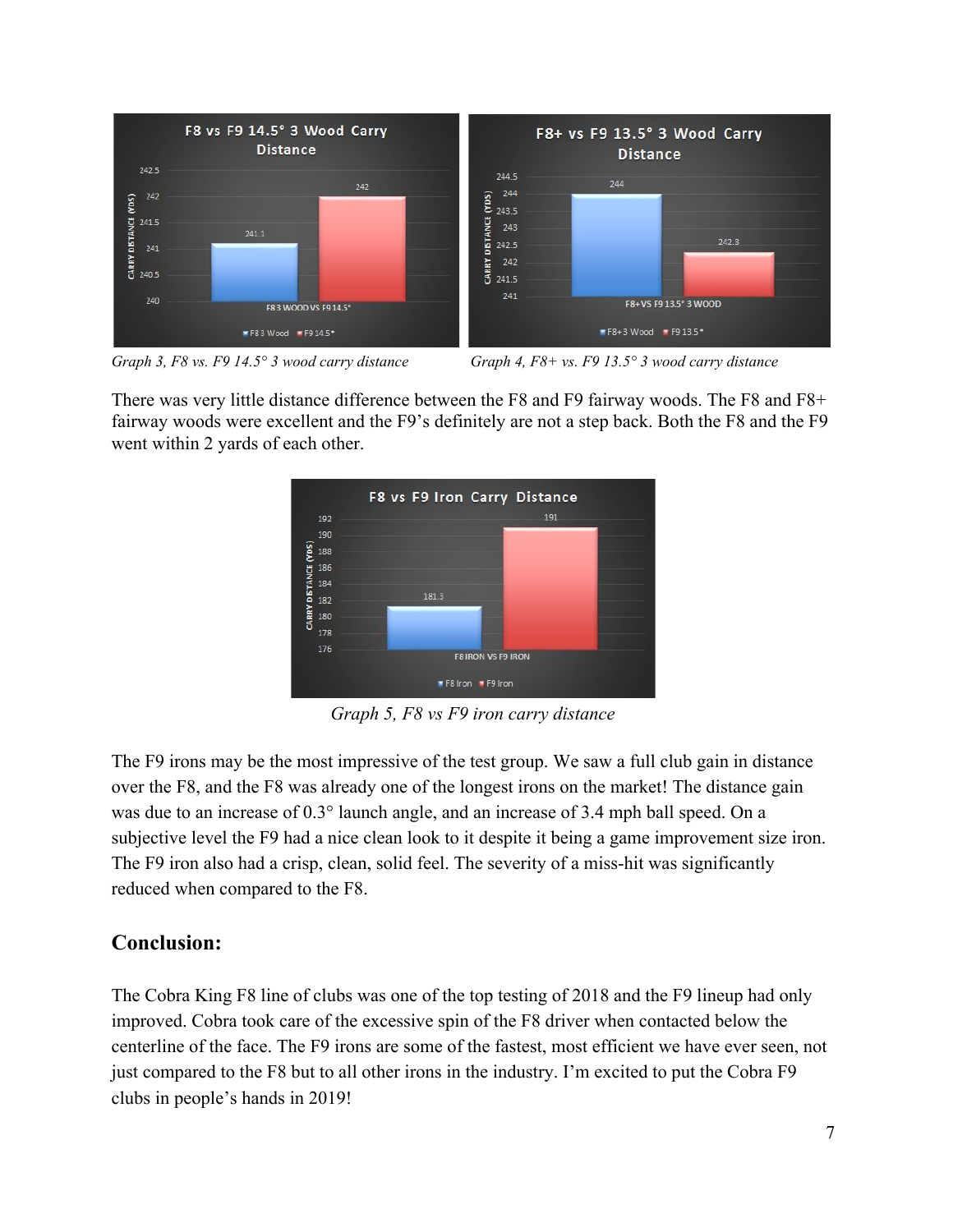Graph 3, F8 vs. F9 14.5° 3 wood carry distance

Graph 4, F8+ vs. F9 13.5° 3 wood carry distance

There was very little distance difference between the F8 and F9 fairway woods. The F8 and F8+ fairway woods were excellent and the F9's definitely are not a step back. Both the F8 and the F9 went within 2 yards of each other.

Graph 5, F8 vs F9 iron carry distance

The F9 irons may be the most impressive of the test group. We saw a full club gain in distance over the F8, and the F8 was already one of the longest irons on the market! The distance gain was due to an increase of 0.3° launch angle, and an increase of 3.4 mph ball speed. On a subjective level the F9 had a nice clean look to it despite it being a game improvement size iron. The F9 iron also had a crisp, clean, solid feel. The severity of a miss-hit was significantly reduced when compared to the F8.

## Conclusion:

The Cobra King F8 line of clubs was one of the top testing of 2018 and the F9 lineup had only improved. Cobra took care of the excessive spin of the F8 driver when contacted below the centerline of the face. The F9 irons are some of the fastest, most efficient we have ever seen, not just compared to the F8 but to all other irons in the industry. I'm excited to put the Cobra F9 clubs in people's hands in 2019!